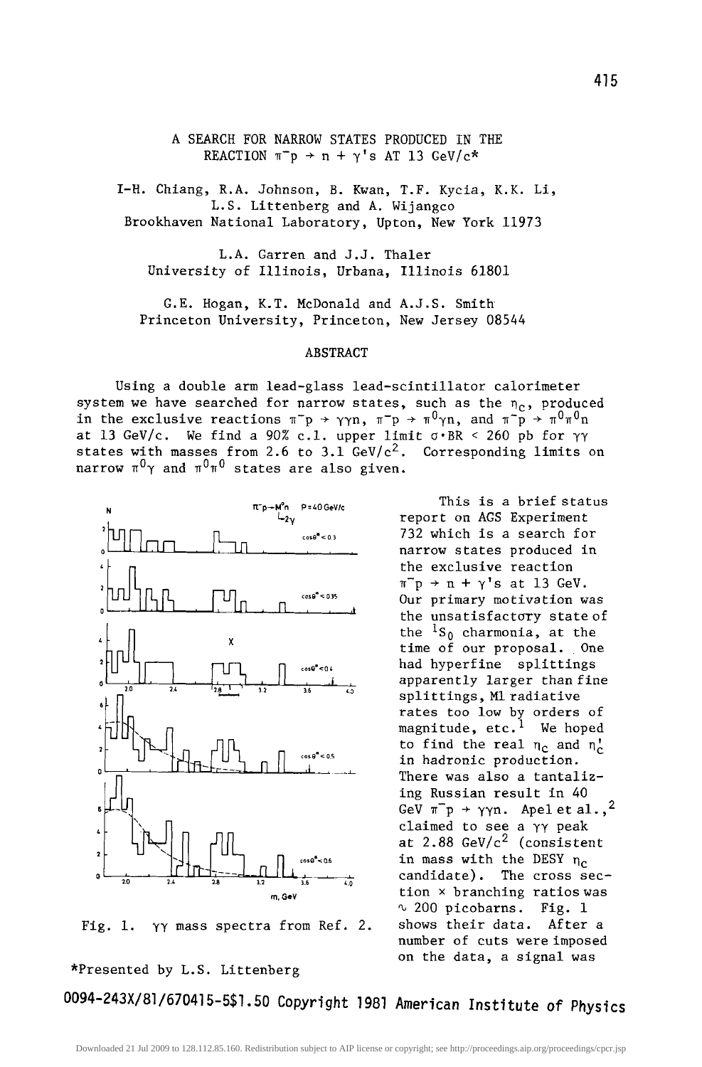# A SEARCH FOR NARROW STATES PRODUCED IN THE REACTION $\pi^- p \to n + \gamma$'s AT 13 GeV/c*

I-H. Chiang, R.A. Johnson, B. Kwan, T.F. Kycia, K.K. Li, L.S. Littenberg and A. Wijangco
Brookhaven National Laboratory, Upton, New York 11973

L.A. Garren and J.J. Thaler
University of Illinois, Urbana, Illinois 61801

G.E. Hogan, K.T. McDonald and A.J.S. Smith
Princeton University, Princeton, New Jersey 08544

## ABSTRACT

Using a double arm lead-glass lead-scintillator calorimeter system we have searched for narrow states, such as the $\eta_c$, produced in the exclusive reactions $\pi^- p \to \gamma\gamma n$, $\pi^- p \to \pi^0 \gamma n$, and $\pi^- p \to \pi^0 \pi^0 n$ at 13 GeV/c. We find a 90% c.l. upper limit $\sigma \cdot BR < 260$ pb for $\gamma\gamma$ states with masses from 2.6 to 3.1 GeV/$c^2$. Corresponding limits on narrow $\pi^0\gamma$ and $\pi^0\pi^0$ states are also given.

Fig. 1. $\gamma\gamma$ mass spectra from Ref. 2.

This is a brief status report on AGS Experiment 732 which is a search for narrow states produced in the exclusive reaction $\pi^- p \to n + \gamma$'s at 13 GeV. Our primary motivation was the unsatisfactory state of the $^1S_0$ charmonia, at the time of our proposal. One had hyperfine splittings apparently larger than fine splittings, M1 radiative rates too low by orders of magnitude, etc.[1] We hoped to find the real $\eta_c$ and $\eta_c'$ in hadronic production. There was also a tantalizing Russian result in 40 GeV $\pi^- p \to \gamma\gamma n$. Apel et al.,[2] claimed to see a $\gamma\gamma$ peak at 2.88 GeV/$c^2$ (consistent in mass with the DESY $\eta_c$ candidate). The cross section × branching ratios was $\sim$ 200 picobarns. Fig. 1 shows their data. After a number of cuts were imposed on the data, a signal was

*Presented by L.S. Littenberg

0094-243X/81/670415-5$1.50 Copyright 1981 American Institute of Physics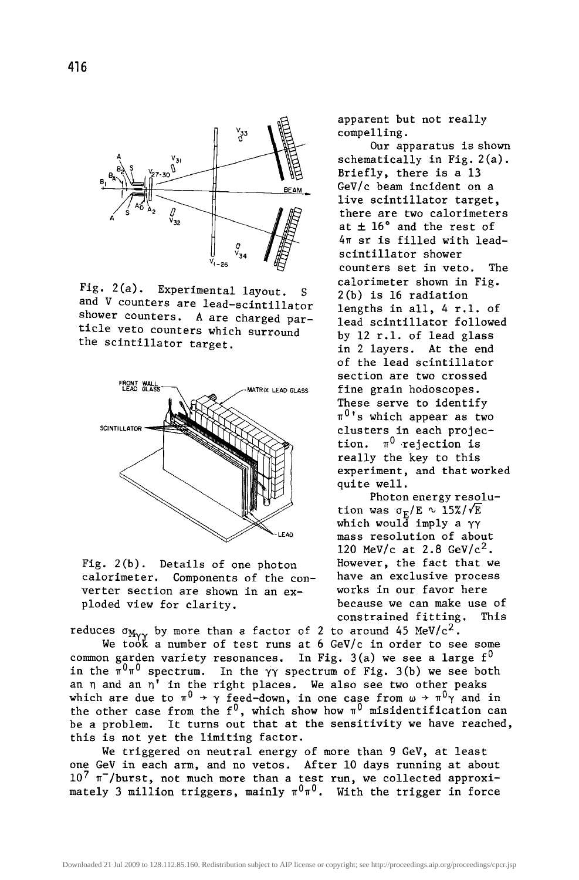Fig. 2(a). Experimental layout. S and V counters are lead-scintillator shower counters. A are charged particle veto counters which surround the scintillator target.

Fig. 2(b). Details of one photon calorimeter. Components of the converter section are shown in an exploded view for clarity.

apparent but not really compelling.

Our apparatus is shown schematically in Fig. 2(a). Briefly, there is a 13 GeV/c beam incident on a live scintillator target, there are two calorimeters at ± 16° and the rest of $4\pi$ sr is filled with lead-scintillator shower counters set in veto. The calorimeter shown in Fig. 2(b) is 16 radiation lengths in all, 4 r.l. of lead scintillator followed by 12 r.l. of lead glass in 2 layers. At the end of the lead scintillator section are two crossed fine grain hodoscopes. These serve to identify $\pi^0$'s which appear as two clusters in each projection. $\pi^0$ rejection is really the key to this experiment, and that worked quite well.

Photon energy resolution was $\sigma_E/E \sim 15\%/\sqrt{E}$ which would imply a $\gamma\gamma$ mass resolution of about 120 MeV/c at 2.8 GeV/c$^2$. However, the fact that we have an exclusive process works in our favor here because we can make use of constrained fitting. This reduces $\sigma_{M_{\gamma\gamma}}$ by more than a factor of 2 to around 45 MeV/c$^2$.

We took a number of test runs at 6 GeV/c in order to see some common garden variety resonances. In Fig. 3(a) we see a large $f^0$ in the $\pi^0\pi^0$ spectrum. In the $\gamma\gamma$ spectrum of Fig. 3(b) we see both an $\eta$ and an $\eta'$ in the right places. We also see two other peaks which are due to $\pi^0 \to \gamma$ feed-down, in one case from $\omega \to \pi^0\gamma$ and in the other case from the $f^0$, which show how $\pi^0$ misidentification can be a problem. It turns out that at the sensitivity we have reached, this is not yet the limiting factor.

We triggered on neutral energy of more than 9 GeV, at least one GeV in each arm, and no vetos. After 10 days running at about $10^7$ $\pi^-$/burst, not much more than a test run, we collected approximately 3 million triggers, mainly $\pi^0\pi^0$. With the trigger in force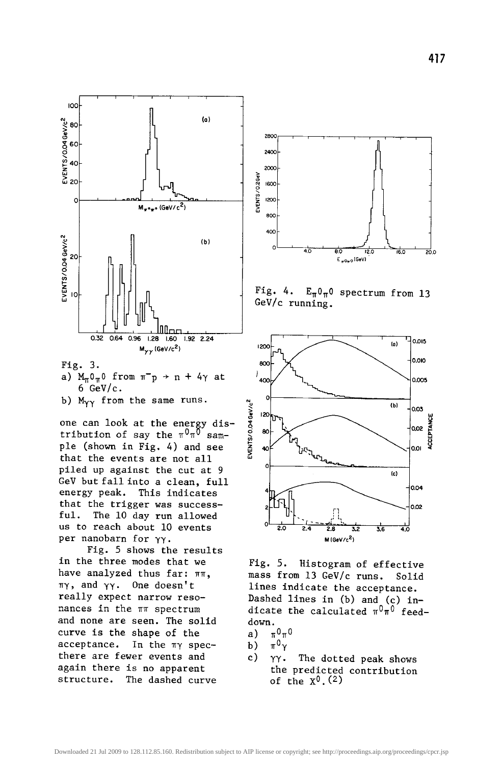Fig. 3.

a) $M_{\pi^0\pi^0}$ from $\pi^- p \to n + 4\gamma$ at 6 GeV/c.

b) $M_{\gamma\gamma}$ from the same runs.

one can look at the energy distribution of say the $\pi^0\pi^0$ sample (shown in Fig. 4) and see that the events are not all piled up against the cut at 9 GeV but fall into a clean, full energy peak. This indicates that the trigger was successful. The 10 day run allowed us to reach about 10 events per nanobarn for $\gamma\gamma$.

Fig. 5 shows the results in the three modes that we have analyzed thus far: $\pi\pi$, $\pi\gamma$, and $\gamma\gamma$. One doesn't really expect narrow resonances in the $\pi\pi$ spectrum and none are seen. The solid curve is the shape of the acceptance. In the $\pi\gamma$ spec- there are fewer events and again there is no apparent structure. The dashed curve

Fig. 4. $E_{\pi^0\pi^0}$ spectrum from 13 GeV/c running.

Fig. 5. Histogram of effective mass from 13 GeV/c runs. Solid lines indicate the acceptance. Dashed lines in (b) and (c) indicate the calculated $\pi^0\pi^0$ feed-down.

a) $\pi^0\pi^0$

b) $\pi^0\gamma$

c) $\gamma\gamma$. The dotted peak shows the predicted contribution of the $X^0$.[2]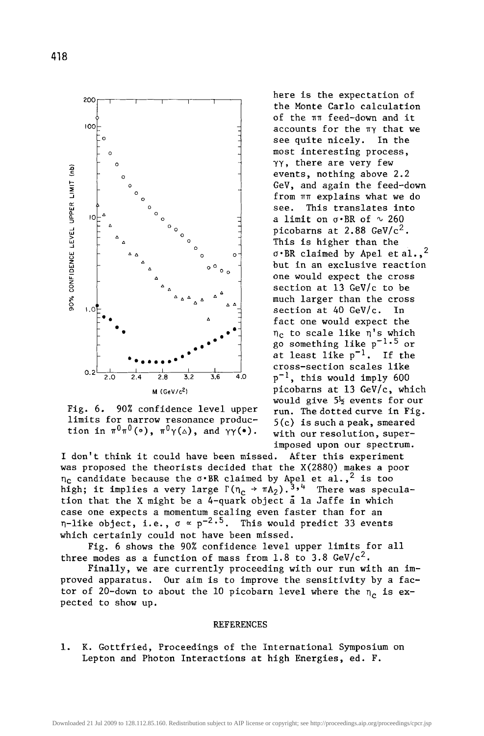here is the expectation of the Monte Carlo calculation of the $\pi\pi$ feed-down and it accounts for the $\pi\gamma$ that we see quite nicely. In the most interesting process, $\gamma\gamma$, there are very few events, nothing above 2.2 GeV, and again the feed-down from $\pi\pi$ explains what we do see. This translates into a limit on $\sigma \cdot BR$ of $\sim 260$ picobarns at 2.88 GeV/$c^2$. This is higher than the $\sigma \cdot BR$ claimed by Apel et al.,[2] but in an exclusive reaction one would expect the cross section at 13 GeV/c to be much larger than the cross section at 40 GeV/c. In fact one would expect the $\eta_c$ to scale like $\eta$'s which go something like $p^{-1.5}$ or at least like $p^{-1}$. If the cross-section scales like $p^{-1}$, this would imply 600 picobarns at 13 GeV/c, which would give $5\frac{1}{2}$ events for our run. The dotted curve in Fig. 5(c) is such a peak, smeared with our resolution, superimposed upon our spectrum. I don't think it could have been missed. After this experiment was proposed the theorists decided that the X(2880) makes a poor $\eta_c$ candidate because the $\sigma \cdot BR$ claimed by Apel et al.,[2] is too high; it implies a very large $\Gamma(\eta_c \rightarrow \pi A_2)$.[3,4] There was speculation that the X might be a 4-quark object à la Jaffe in which case one expects a momentum scaling even faster than for an $\eta$-like object, i.e., $\sigma \propto p^{-2.5}$. This would predict 33 events which certainly could not have been missed.

Fig. 6. 90% confidence level upper limits for narrow resonance production in $\pi^0\pi^0$(○), $\pi^0\gamma$(△), and $\gamma\gamma$(●).

Fig. 6 shows the 90% confidence level upper limits for all three modes as a function of mass from 1.8 to 3.8 GeV/$c^2$.

Finally, we are currently proceeding with our run with an improved apparatus. Our aim is to improve the sensitivity by a factor of 20-down to about the 10 picobarn level where the $\eta_c$ is expected to show up.

## REFERENCES

1. K. Gottfried, Proceedings of the International Symposium on Lepton and Photon Interactions at high Energies, ed. F.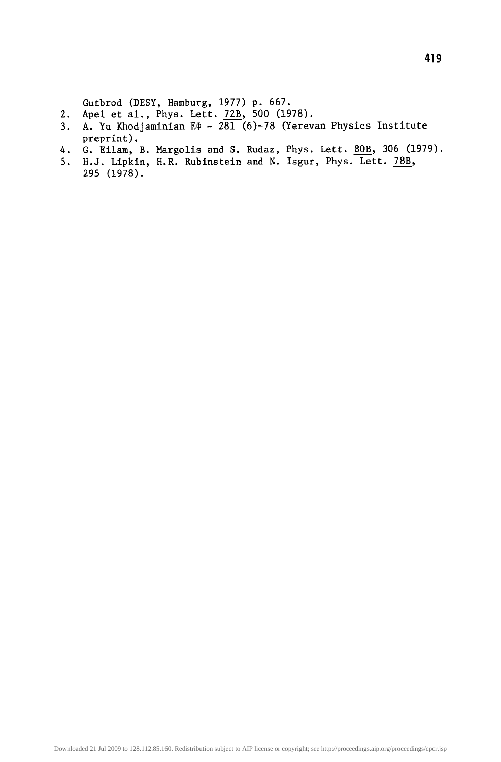Gutbrod (DESY, Hamburg, 1977) p. 667.

2. Apel et al., Phys. Lett. 72B, 500 (1978).
3. A. Yu Khodjaminian EΦ - 281 (6)-78 (Yerevan Physics Institute preprint).
4. G. Eilam, B. Margolis and S. Rudaz, Phys. Lett. 80B, 306 (1979).
5. H.J. Lipkin, H.R. Rubinstein and N. Isgur, Phys. Lett. 78B, 295 (1978).